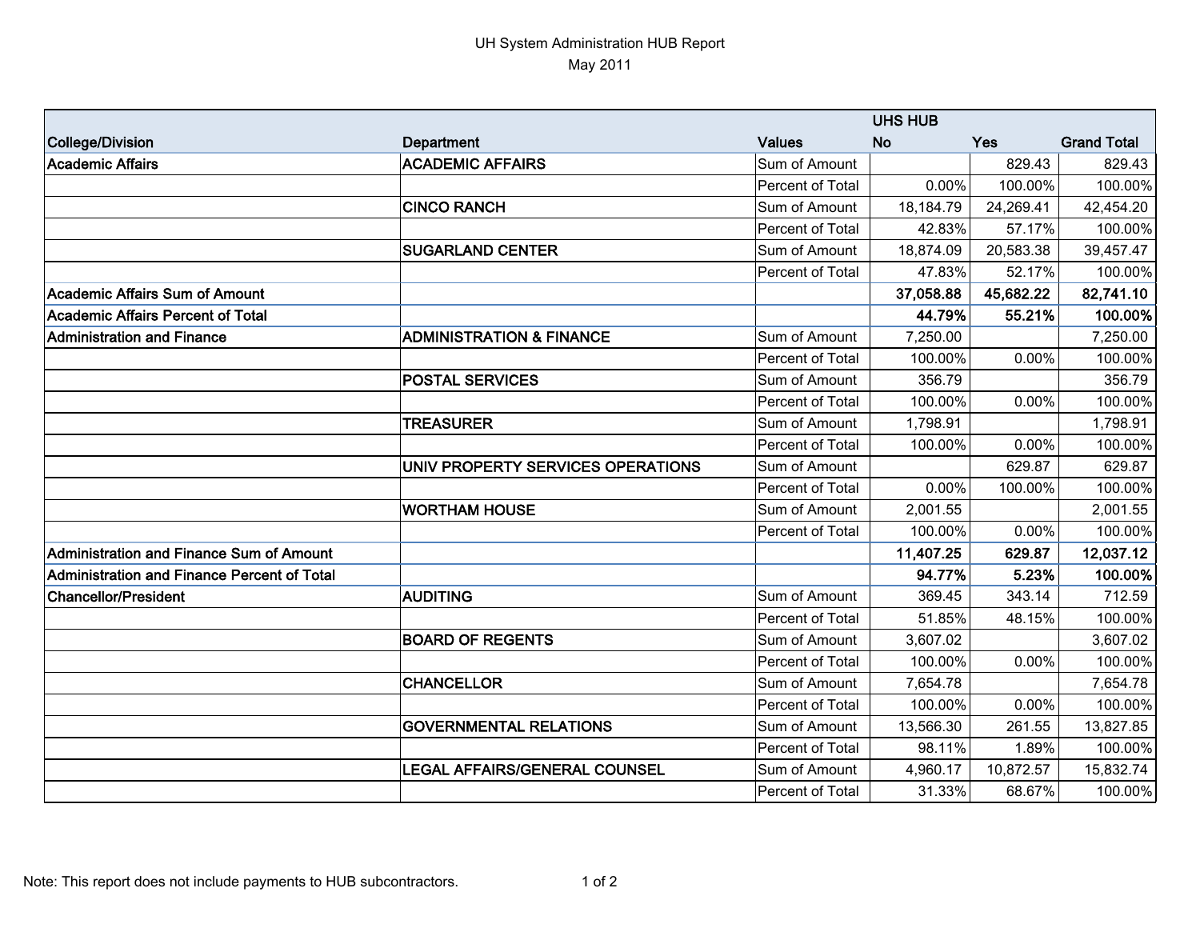UH System Administration HUB Report

May 2011

| College/Division | Department | Values | UHS HUB No | UHS HUB Yes | Grand Total |
|---|---|---|---|---|---|
| **Academic Affairs** | **ACADEMIC AFFAIRS** | Sum of Amount | | 829.43 | 829.43 |
| | | Percent of Total | 0.00% | 100.00% | 100.00% |
| | **CINCO RANCH** | Sum of Amount | 18,184.79 | 24,269.41 | 42,454.20 |
| | | Percent of Total | 42.83% | 57.17% | 100.00% |
| | **SUGARLAND CENTER** | Sum of Amount | 18,874.09 | 20,583.38 | 39,457.47 |
| | | Percent of Total | 47.83% | 52.17% | 100.00% |
| **Academic Affairs Sum of Amount** | | | **37,058.88** | **45,682.22** | **82,741.10** |
| **Academic Affairs Percent of Total** | | | **44.79%** | **55.21%** | **100.00%** |
| **Administration and Finance** | **ADMINISTRATION & FINANCE** | Sum of Amount | 7,250.00 | | 7,250.00 |
| | | Percent of Total | 100.00% | 0.00% | 100.00% |
| | **POSTAL SERVICES** | Sum of Amount | 356.79 | | 356.79 |
| | | Percent of Total | 100.00% | 0.00% | 100.00% |
| | **TREASURER** | Sum of Amount | 1,798.91 | | 1,798.91 |
| | | Percent of Total | 100.00% | 0.00% | 100.00% |
| | **UNIV PROPERTY SERVICES OPERATIONS** | Sum of Amount | | 629.87 | 629.87 |
| | | Percent of Total | 0.00% | 100.00% | 100.00% |
| | **WORTHAM HOUSE** | Sum of Amount | 2,001.55 | | 2,001.55 |
| | | Percent of Total | 100.00% | 0.00% | 100.00% |
| **Administration and Finance Sum of Amount** | | | **11,407.25** | **629.87** | **12,037.12** |
| **Administration and Finance Percent of Total** | | | **94.77%** | **5.23%** | **100.00%** |
| **Chancellor/President** | **AUDITING** | Sum of Amount | 369.45 | 343.14 | 712.59 |
| | | Percent of Total | 51.85% | 48.15% | 100.00% |
| | **BOARD OF REGENTS** | Sum of Amount | 3,607.02 | | 3,607.02 |
| | | Percent of Total | 100.00% | 0.00% | 100.00% |
| | **CHANCELLOR** | Sum of Amount | 7,654.78 | | 7,654.78 |
| | | Percent of Total | 100.00% | 0.00% | 100.00% |
| | **GOVERNMENTAL RELATIONS** | Sum of Amount | 13,566.30 | 261.55 | 13,827.85 |
| | | Percent of Total | 98.11% | 1.89% | 100.00% |
| | **LEGAL AFFAIRS/GENERAL COUNSEL** | Sum of Amount | 4,960.17 | 10,872.57 | 15,832.74 |
| | | Percent of Total | 31.33% | 68.67% | 100.00% |

Note: This report does not include payments to HUB subcontractors.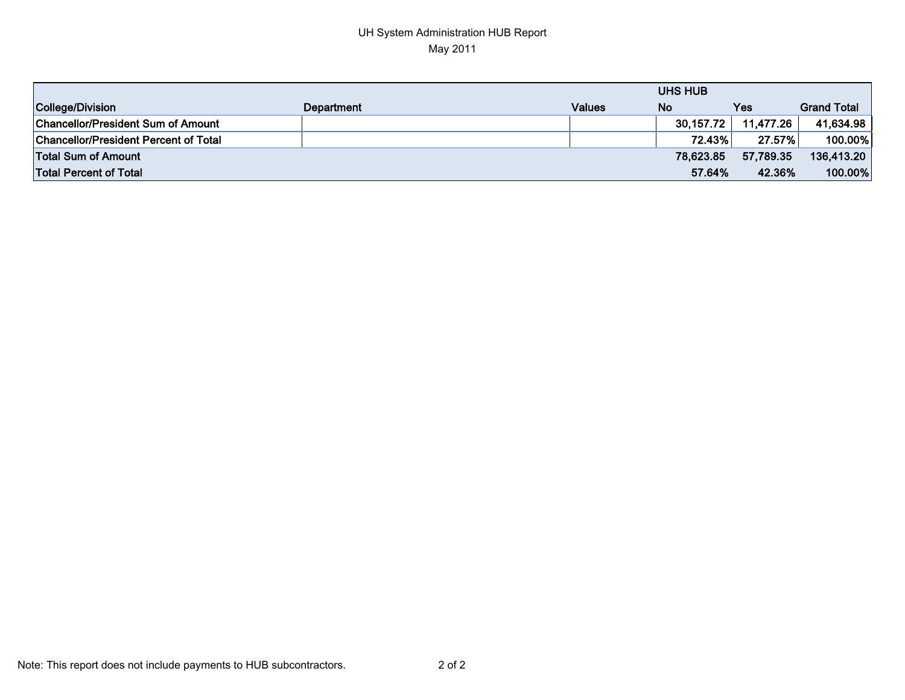UH System Administration HUB Report

May 2011

| | | | UHS HUB | | |
|---|---|---|---|---|---|
| College/Division | Department | Values | No | Yes | Grand Total |
| Chancellor/President Sum of Amount | | | 30,157.72 | 11,477.26 | 41,634.98 |
| Chancellor/President Percent of Total | | | 72.43% | 27.57% | 100.00% |
| Total Sum of Amount | | | 78,623.85 | 57,789.35 | 136,413.20 |
| Total Percent of Total | | | 57.64% | 42.36% | 100.00% |

Note: This report does not include payments to HUB subcontractors.